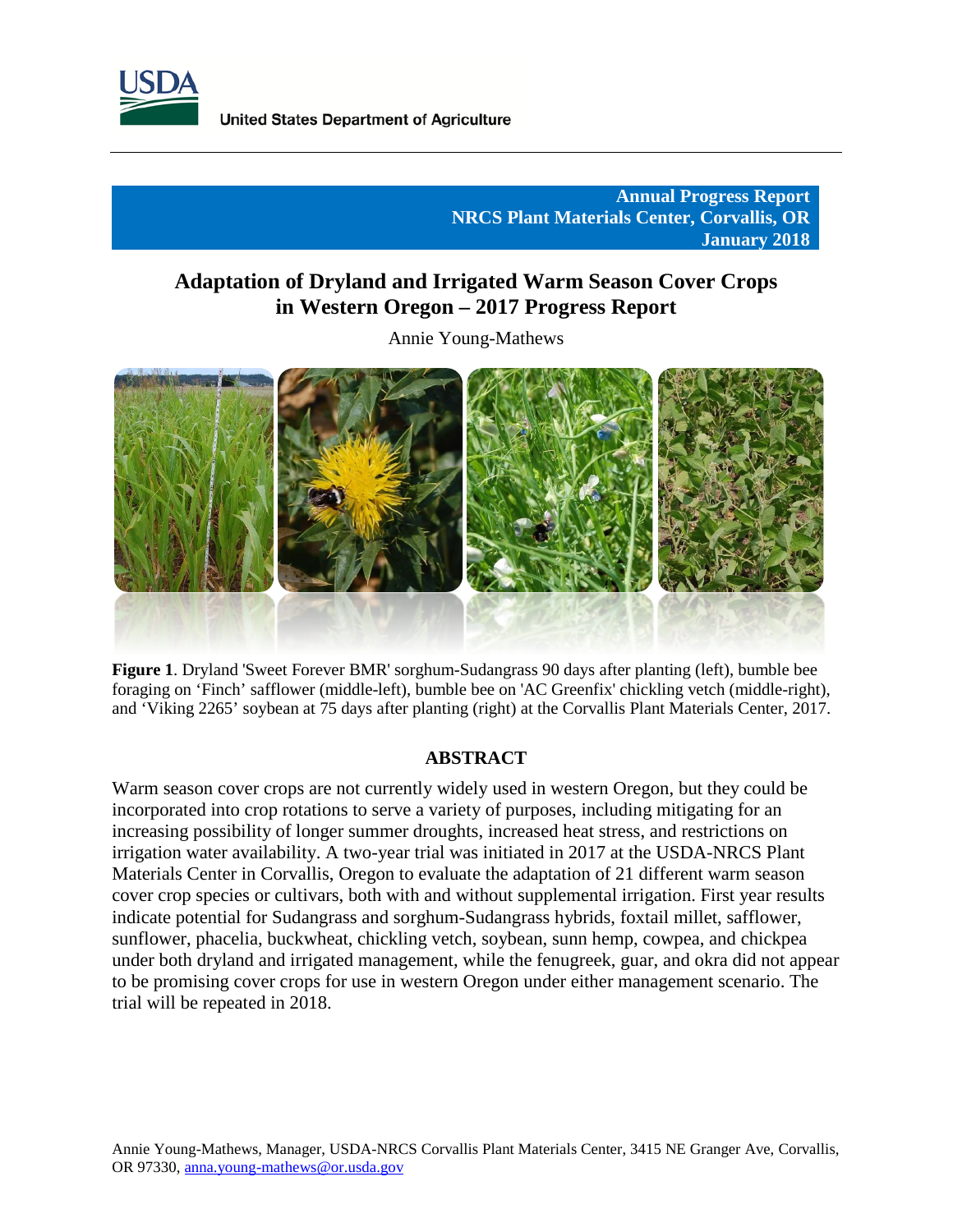United States Department of Agriculture

**Annual Progress Report**
**NRCS Plant Materials Center, Corvallis, OR**
**January 2018**

# Adaptation of Dryland and Irrigated Warm Season Cover Crops in Western Oregon – 2017 Progress Report

Annie Young-Mathews

**Figure 1**. Dryland 'Sweet Forever BMR' sorghum-Sudangrass 90 days after planting (left), bumble bee foraging on 'Finch' safflower (middle-left), bumble bee on 'AC Greenfix' chickling vetch (middle-right), and 'Viking 2265' soybean at 75 days after planting (right) at the Corvallis Plant Materials Center, 2017.

## ABSTRACT

Warm season cover crops are not currently widely used in western Oregon, but they could be incorporated into crop rotations to serve a variety of purposes, including mitigating for an increasing possibility of longer summer droughts, increased heat stress, and restrictions on irrigation water availability. A two-year trial was initiated in 2017 at the USDA-NRCS Plant Materials Center in Corvallis, Oregon to evaluate the adaptation of 21 different warm season cover crop species or cultivars, both with and without supplemental irrigation. First year results indicate potential for Sudangrass and sorghum-Sudangrass hybrids, foxtail millet, safflower, sunflower, phacelia, buckwheat, chickling vetch, soybean, sunn hemp, cowpea, and chickpea under both dryland and irrigated management, while the fenugreek, guar, and okra did not appear to be promising cover crops for use in western Oregon under either management scenario. The trial will be repeated in 2018.

Annie Young-Mathews, Manager, USDA-NRCS Corvallis Plant Materials Center, 3415 NE Granger Ave, Corvallis, OR 97330, anna.young-mathews@or.usda.gov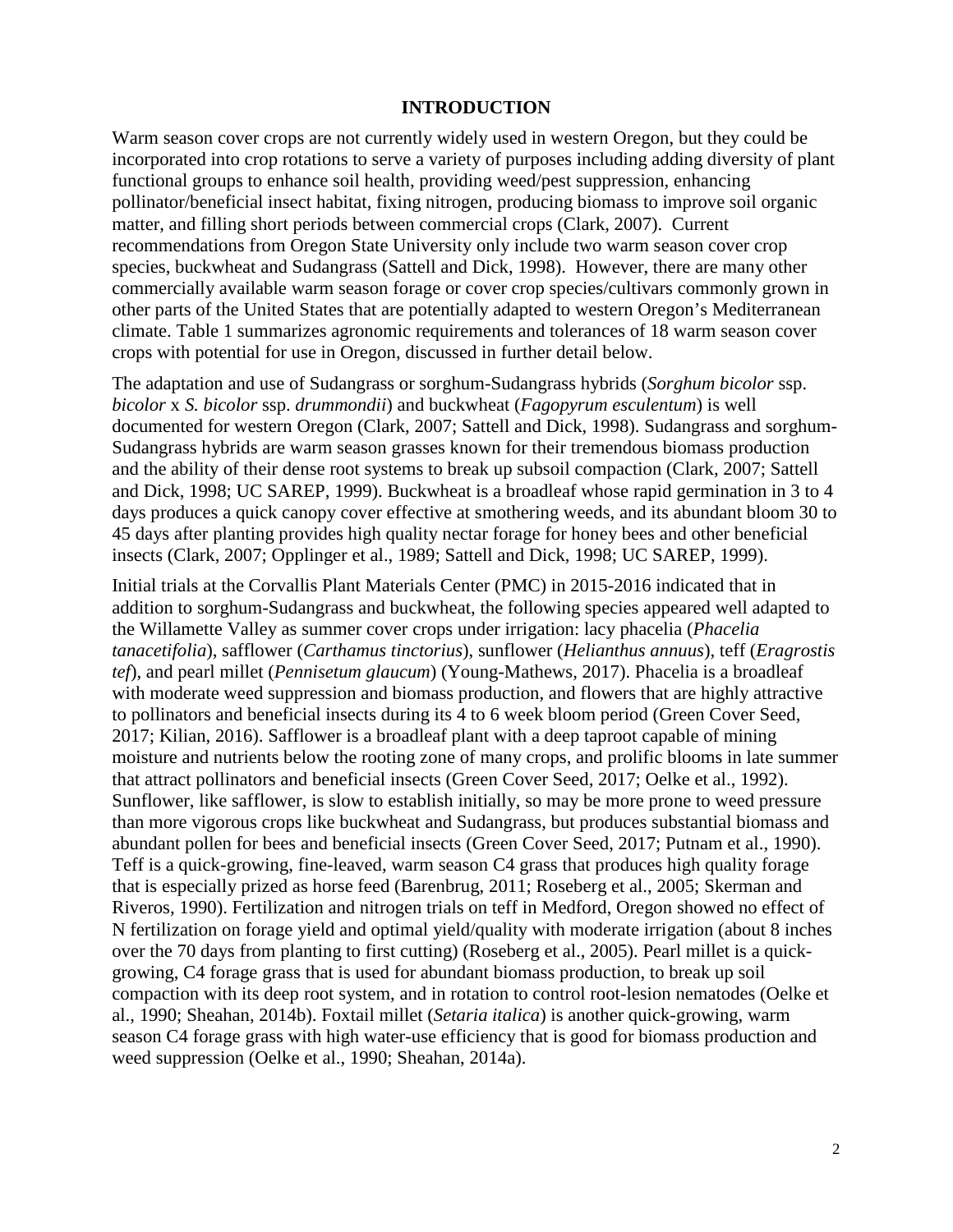## INTRODUCTION

Warm season cover crops are not currently widely used in western Oregon, but they could be incorporated into crop rotations to serve a variety of purposes including adding diversity of plant functional groups to enhance soil health, providing weed/pest suppression, enhancing pollinator/beneficial insect habitat, fixing nitrogen, producing biomass to improve soil organic matter, and filling short periods between commercial crops (Clark, 2007). Current recommendations from Oregon State University only include two warm season cover crop species, buckwheat and Sudangrass (Sattell and Dick, 1998). However, there are many other commercially available warm season forage or cover crop species/cultivars commonly grown in other parts of the United States that are potentially adapted to western Oregon's Mediterranean climate. Table 1 summarizes agronomic requirements and tolerances of 18 warm season cover crops with potential for use in Oregon, discussed in further detail below.

The adaptation and use of Sudangrass or sorghum-Sudangrass hybrids (*Sorghum bicolor* ssp. *bicolor* x *S. bicolor* ssp. *drummondii*) and buckwheat (*Fagopyrum esculentum*) is well documented for western Oregon (Clark, 2007; Sattell and Dick, 1998). Sudangrass and sorghum-Sudangrass hybrids are warm season grasses known for their tremendous biomass production and the ability of their dense root systems to break up subsoil compaction (Clark, 2007; Sattell and Dick, 1998; UC SAREP, 1999). Buckwheat is a broadleaf whose rapid germination in 3 to 4 days produces a quick canopy cover effective at smothering weeds, and its abundant bloom 30 to 45 days after planting provides high quality nectar forage for honey bees and other beneficial insects (Clark, 2007; Opplinger et al., 1989; Sattell and Dick, 1998; UC SAREP, 1999).

Initial trials at the Corvallis Plant Materials Center (PMC) in 2015-2016 indicated that in addition to sorghum-Sudangrass and buckwheat, the following species appeared well adapted to the Willamette Valley as summer cover crops under irrigation: lacy phacelia (*Phacelia tanacetifolia*), safflower (*Carthamus tinctorius*), sunflower (*Helianthus annuus*), teff (*Eragrostis tef*), and pearl millet (*Pennisetum glaucum*) (Young-Mathews, 2017). Phacelia is a broadleaf with moderate weed suppression and biomass production, and flowers that are highly attractive to pollinators and beneficial insects during its 4 to 6 week bloom period (Green Cover Seed, 2017; Kilian, 2016). Safflower is a broadleaf plant with a deep taproot capable of mining moisture and nutrients below the rooting zone of many crops, and prolific blooms in late summer that attract pollinators and beneficial insects (Green Cover Seed, 2017; Oelke et al., 1992). Sunflower, like safflower, is slow to establish initially, so may be more prone to weed pressure than more vigorous crops like buckwheat and Sudangrass, but produces substantial biomass and abundant pollen for bees and beneficial insects (Green Cover Seed, 2017; Putnam et al., 1990). Teff is a quick-growing, fine-leaved, warm season C4 grass that produces high quality forage that is especially prized as horse feed (Barenbrug, 2011; Roseberg et al., 2005; Skerman and Riveros, 1990). Fertilization and nitrogen trials on teff in Medford, Oregon showed no effect of N fertilization on forage yield and optimal yield/quality with moderate irrigation (about 8 inches over the 70 days from planting to first cutting) (Roseberg et al., 2005). Pearl millet is a quick-growing, C4 forage grass that is used for abundant biomass production, to break up soil compaction with its deep root system, and in rotation to control root-lesion nematodes (Oelke et al., 1990; Sheahan, 2014b). Foxtail millet (*Setaria italica*) is another quick-growing, warm season C4 forage grass with high water-use efficiency that is good for biomass production and weed suppression (Oelke et al., 1990; Sheahan, 2014a).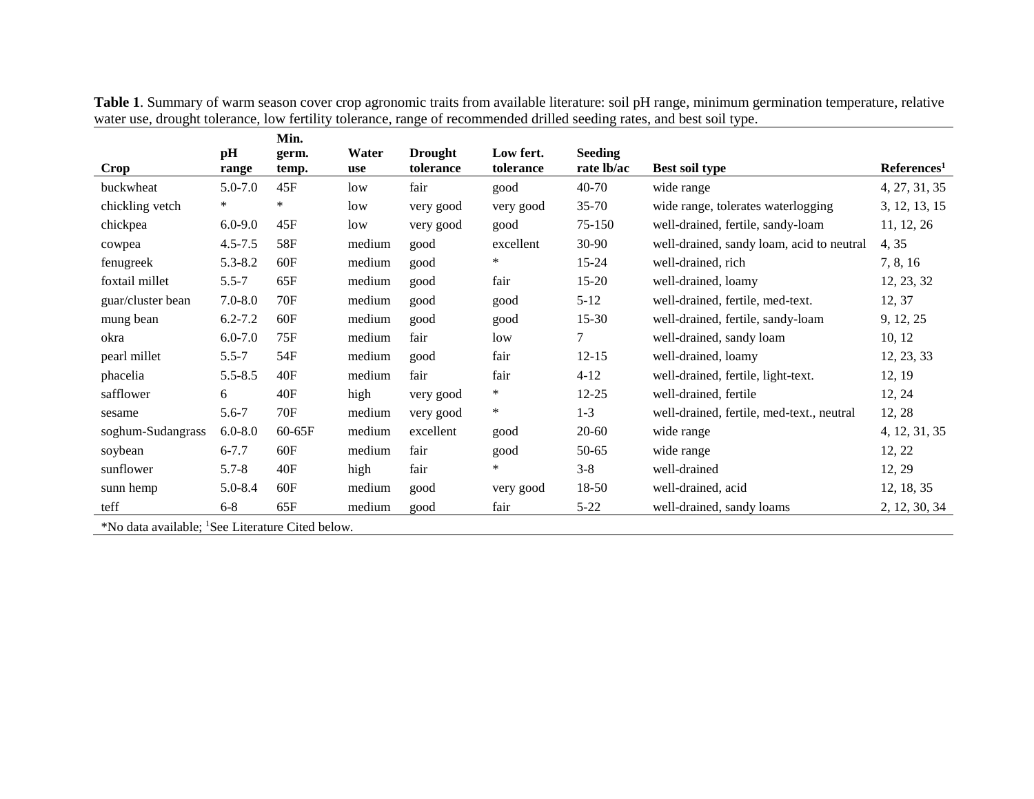**Table 1**. Summary of warm season cover crop agronomic traits from available literature: soil pH range, minimum germination temperature, relative water use, drought tolerance, low fertility tolerance, range of recommended drilled seeding rates, and best soil type.

| Crop | pH range | Min. germ. temp. | Water use | Drought tolerance | Low fert. tolerance | Seeding rate lb/ac | Best soil type | References[1] |
|---|---|---|---|---|---|---|---|---|
| buckwheat | 5.0-7.0 | 45F | low | fair | good | 40-70 | wide range | 4, 27, 31, 35 |
| chickling vetch | * | * | low | very good | very good | 35-70 | wide range, tolerates waterlogging | 3, 12, 13, 15 |
| chickpea | 6.0-9.0 | 45F | low | very good | good | 75-150 | well-drained, fertile, sandy-loam | 11, 12, 26 |
| cowpea | 4.5-7.5 | 58F | medium | good | excellent | 30-90 | well-drained, sandy loam, acid to neutral | 4, 35 |
| fenugreek | 5.3-8.2 | 60F | medium | good | * | 15-24 | well-drained, rich | 7, 8, 16 |
| foxtail millet | 5.5-7 | 65F | medium | good | fair | 15-20 | well-drained, loamy | 12, 23, 32 |
| guar/cluster bean | 7.0-8.0 | 70F | medium | good | good | 5-12 | well-drained, fertile, med-text. | 12, 37 |
| mung bean | 6.2-7.2 | 60F | medium | good | good | 15-30 | well-drained, fertile, sandy-loam | 9, 12, 25 |
| okra | 6.0-7.0 | 75F | medium | fair | low | 7 | well-drained, sandy loam | 10, 12 |
| pearl millet | 5.5-7 | 54F | medium | good | fair | 12-15 | well-drained, loamy | 12, 23, 33 |
| phacelia | 5.5-8.5 | 40F | medium | fair | fair | 4-12 | well-drained, fertile, light-text. | 12, 19 |
| safflower | 6 | 40F | high | very good | * | 12-25 | well-drained, fertile | 12, 24 |
| sesame | 5.6-7 | 70F | medium | very good | * | 1-3 | well-drained, fertile, med-text., neutral | 12, 28 |
| soghum-Sudangrass | 6.0-8.0 | 60-65F | medium | excellent | good | 20-60 | wide range | 4, 12, 31, 35 |
| soybean | 6-7.7 | 60F | medium | fair | good | 50-65 | wide range | 12, 22 |
| sunflower | 5.7-8 | 40F | high | fair | * | 3-8 | well-drained | 12, 29 |
| sunn hemp | 5.0-8.4 | 60F | medium | good | very good | 18-50 | well-drained, acid | 12, 18, 35 |
| teff | 6-8 | 65F | medium | good | fair | 5-22 | well-drained, sandy loams | 2, 12, 30, 34 |

*No data available; [1]See Literature Cited below.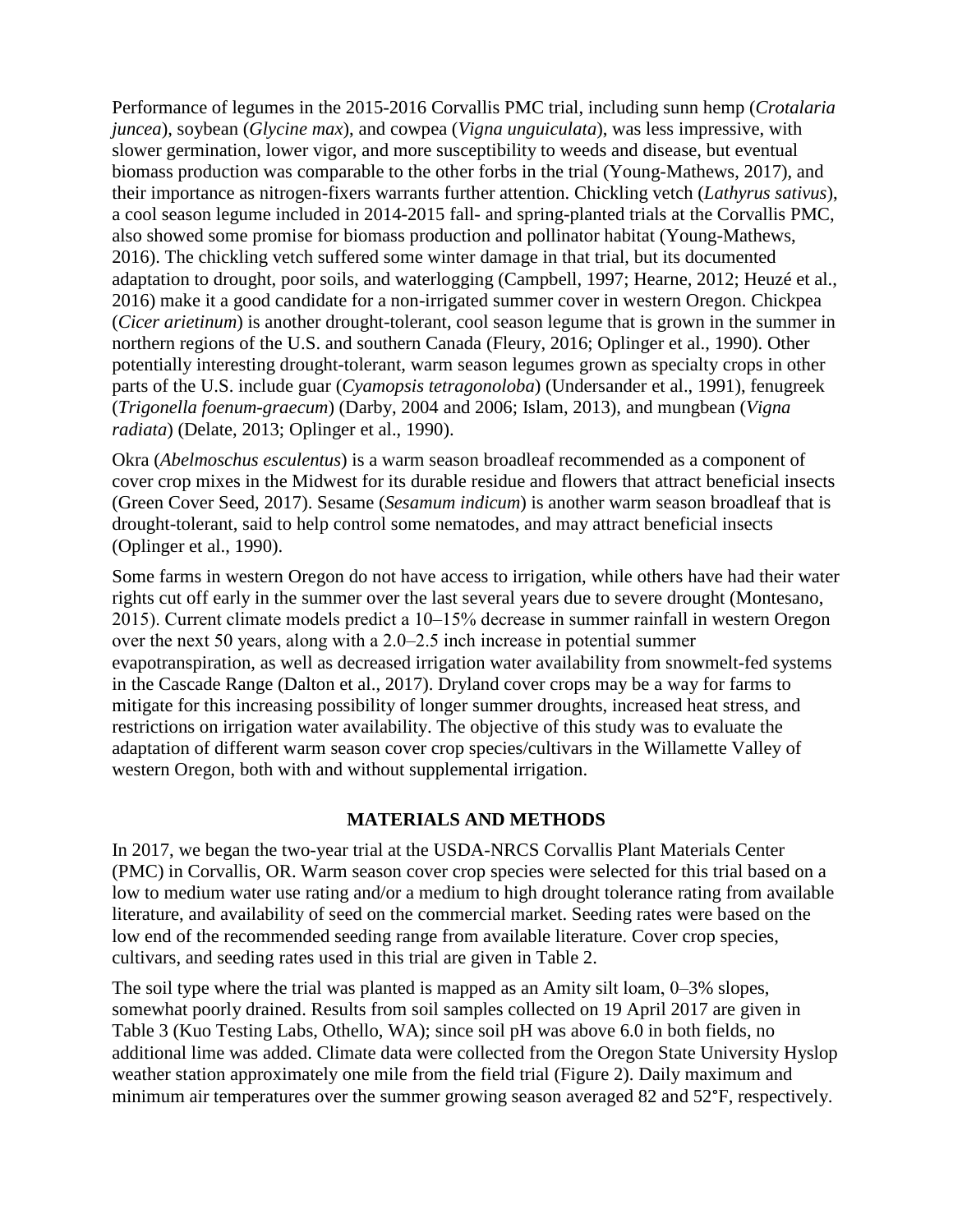Performance of legumes in the 2015-2016 Corvallis PMC trial, including sunn hemp (*Crotalaria juncea*), soybean (*Glycine max*), and cowpea (*Vigna unguiculata*), was less impressive, with slower germination, lower vigor, and more susceptibility to weeds and disease, but eventual biomass production was comparable to the other forbs in the trial (Young-Mathews, 2017), and their importance as nitrogen-fixers warrants further attention. Chickling vetch (*Lathyrus sativus*), a cool season legume included in 2014-2015 fall- and spring-planted trials at the Corvallis PMC, also showed some promise for biomass production and pollinator habitat (Young-Mathews, 2016). The chickling vetch suffered some winter damage in that trial, but its documented adaptation to drought, poor soils, and waterlogging (Campbell, 1997; Hearne, 2012; Heuzé et al., 2016) make it a good candidate for a non-irrigated summer cover in western Oregon. Chickpea (*Cicer arietinum*) is another drought-tolerant, cool season legume that is grown in the summer in northern regions of the U.S. and southern Canada (Fleury, 2016; Oplinger et al., 1990). Other potentially interesting drought-tolerant, warm season legumes grown as specialty crops in other parts of the U.S. include guar (*Cyamopsis tetragonoloba*) (Undersander et al., 1991), fenugreek (*Trigonella foenum-graecum*) (Darby, 2004 and 2006; Islam, 2013), and mungbean (*Vigna radiata*) (Delate, 2013; Oplinger et al., 1990).

Okra (*Abelmoschus esculentus*) is a warm season broadleaf recommended as a component of cover crop mixes in the Midwest for its durable residue and flowers that attract beneficial insects (Green Cover Seed, 2017). Sesame (*Sesamum indicum*) is another warm season broadleaf that is drought-tolerant, said to help control some nematodes, and may attract beneficial insects (Oplinger et al., 1990).

Some farms in western Oregon do not have access to irrigation, while others have had their water rights cut off early in the summer over the last several years due to severe drought (Montesano, 2015). Current climate models predict a 10–15% decrease in summer rainfall in western Oregon over the next 50 years, along with a 2.0–2.5 inch increase in potential summer evapotranspiration, as well as decreased irrigation water availability from snowmelt-fed systems in the Cascade Range (Dalton et al., 2017). Dryland cover crops may be a way for farms to mitigate for this increasing possibility of longer summer droughts, increased heat stress, and restrictions on irrigation water availability. The objective of this study was to evaluate the adaptation of different warm season cover crop species/cultivars in the Willamette Valley of western Oregon, both with and without supplemental irrigation.

## MATERIALS AND METHODS

In 2017, we began the two-year trial at the USDA-NRCS Corvallis Plant Materials Center (PMC) in Corvallis, OR. Warm season cover crop species were selected for this trial based on a low to medium water use rating and/or a medium to high drought tolerance rating from available literature, and availability of seed on the commercial market. Seeding rates were based on the low end of the recommended seeding range from available literature. Cover crop species, cultivars, and seeding rates used in this trial are given in Table 2.

The soil type where the trial was planted is mapped as an Amity silt loam, 0–3% slopes, somewhat poorly drained. Results from soil samples collected on 19 April 2017 are given in Table 3 (Kuo Testing Labs, Othello, WA); since soil pH was above 6.0 in both fields, no additional lime was added. Climate data were collected from the Oregon State University Hyslop weather station approximately one mile from the field trial (Figure 2). Daily maximum and minimum air temperatures over the summer growing season averaged 82 and 52°F, respectively.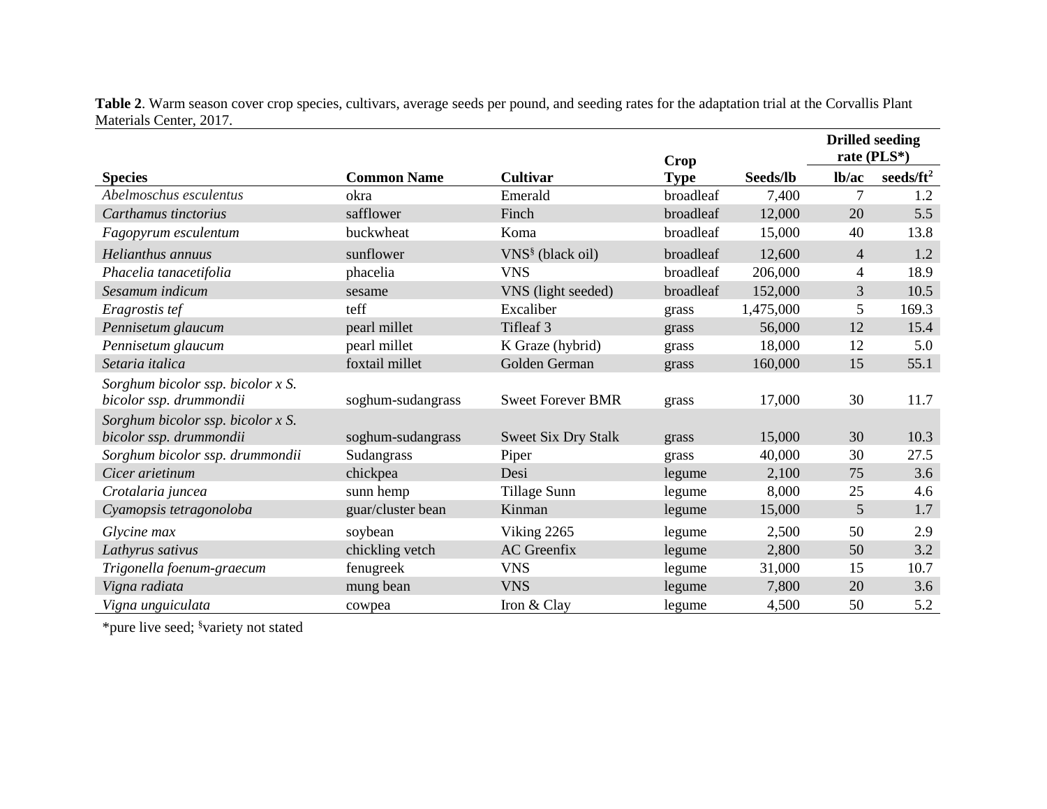**Table 2**. Warm season cover crop species, cultivars, average seeds per pound, and seeding rates for the adaptation trial at the Corvallis Plant Materials Center, 2017.

| Species | Common Name | Cultivar | Crop Type | Seeds/lb | Drilled seeding rate (PLS*) | |
|---|---|---|---|---|---|---|
| | | | | | lb/ac | seeds/ft$^2$ |
| *Abelmoschus esculentus* | okra | Emerald | broadleaf | 7,400 | 7 | 1.2 |
| *Carthamus tinctorius* | safflower | Finch | broadleaf | 12,000 | 20 | 5.5 |
| *Fagopyrum esculentum* | buckwheat | Koma | broadleaf | 15,000 | 40 | 13.8 |
| *Helianthus annuus* | sunflower | VNS[§] (black oil) | broadleaf | 12,600 | 4 | 1.2 |
| *Phacelia tanacetifolia* | phacelia | VNS | broadleaf | 206,000 | 4 | 18.9 |
| *Sesamum indicum* | sesame | VNS (light seeded) | broadleaf | 152,000 | 3 | 10.5 |
| *Eragrostis tef* | teff | Excaliber | grass | 1,475,000 | 5 | 169.3 |
| *Pennisetum glaucum* | pearl millet | Tifleaf 3 | grass | 56,000 | 12 | 15.4 |
| *Pennisetum glaucum* | pearl millet | K Graze (hybrid) | grass | 18,000 | 12 | 5.0 |
| *Setaria italica* | foxtail millet | Golden German | grass | 160,000 | 15 | 55.1 |
| *Sorghum bicolor ssp. bicolor x S. bicolor ssp. drummondii* | soghum-sudangrass | Sweet Forever BMR | grass | 17,000 | 30 | 11.7 |
| *Sorghum bicolor ssp. bicolor x S. bicolor ssp. drummondii* | soghum-sudangrass | Sweet Six Dry Stalk | grass | 15,000 | 30 | 10.3 |
| *Sorghum bicolor ssp. drummondii* | Sudangrass | Piper | grass | 40,000 | 30 | 27.5 |
| *Cicer arietinum* | chickpea | Desi | legume | 2,100 | 75 | 3.6 |
| *Crotalaria juncea* | sunn hemp | Tillage Sunn | legume | 8,000 | 25 | 4.6 |
| *Cyamopsis tetragonoloba* | guar/cluster bean | Kinman | legume | 15,000 | 5 | 1.7 |
| *Glycine max* | soybean | Viking 2265 | legume | 2,500 | 50 | 2.9 |
| *Lathyrus sativus* | chickling vetch | AC Greenfix | legume | 2,800 | 50 | 3.2 |
| *Trigonella foenum-graecum* | fenugreek | VNS | legume | 31,000 | 15 | 10.7 |
| *Vigna radiata* | mung bean | VNS | legume | 7,800 | 20 | 3.6 |
| *Vigna unguiculata* | cowpea | Iron & Clay | legume | 4,500 | 50 | 5.2 |

*pure live seed; [§]variety not stated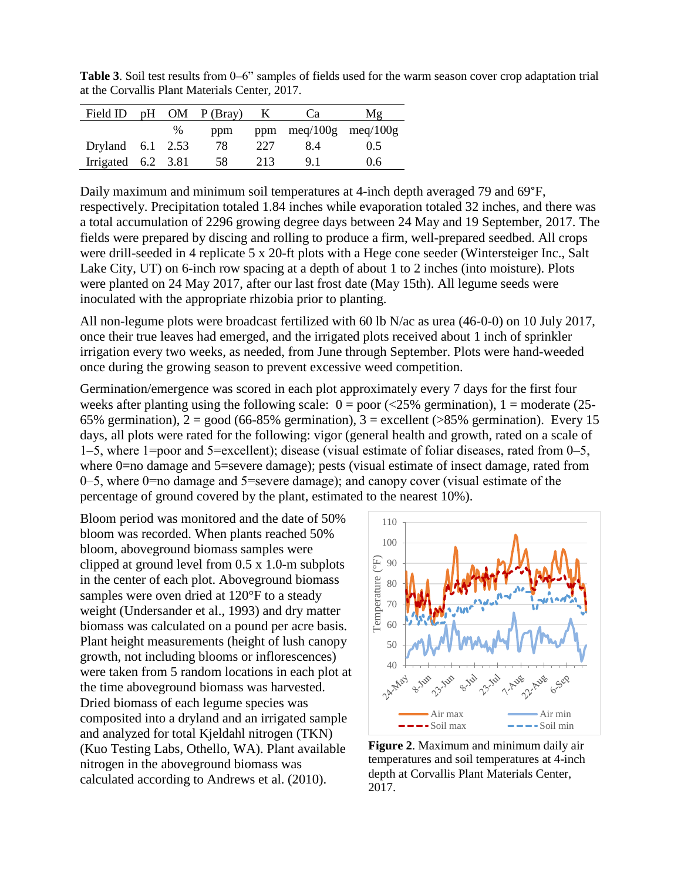**Table 3**. Soil test results from 0–6" samples of fields used for the warm season cover crop adaptation trial at the Corvallis Plant Materials Center, 2017.

| Field ID | pH | OM | P (Bray) | K | Ca | Mg |
|---|---|---|---|---|---|---|
| | | % | ppm | ppm | meq/100g | meq/100g |
| Dryland | 6.1 | 2.53 | 78 | 227 | 8.4 | 0.5 |
| Irrigated | 6.2 | 3.81 | 58 | 213 | 9.1 | 0.6 |

Daily maximum and minimum soil temperatures at 4-inch depth averaged 79 and 69°F, respectively. Precipitation totaled 1.84 inches while evaporation totaled 32 inches, and there was a total accumulation of 2296 growing degree days between 24 May and 19 September, 2017. The fields were prepared by discing and rolling to produce a firm, well-prepared seedbed. All crops were drill-seeded in 4 replicate 5 x 20-ft plots with a Hege cone seeder (Wintersteiger Inc., Salt Lake City, UT) on 6-inch row spacing at a depth of about 1 to 2 inches (into moisture). Plots were planted on 24 May 2017, after our last frost date (May 15th). All legume seeds were inoculated with the appropriate rhizobia prior to planting.

All non-legume plots were broadcast fertilized with 60 lb N/ac as urea (46-0-0) on 10 July 2017, once their true leaves had emerged, and the irrigated plots received about 1 inch of sprinkler irrigation every two weeks, as needed, from June through September. Plots were hand-weeded once during the growing season to prevent excessive weed competition.

Germination/emergence was scored in each plot approximately every 7 days for the first four weeks after planting using the following scale: 0 = poor (<25% germination), 1 = moderate (25-65% germination), 2 = good (66-85% germination), 3 = excellent (>85% germination). Every 15 days, all plots were rated for the following: vigor (general health and growth, rated on a scale of 1–5, where 1=poor and 5=excellent); disease (visual estimate of foliar diseases, rated from 0–5, where 0=no damage and 5=severe damage); pests (visual estimate of insect damage, rated from 0–5, where 0=no damage and 5=severe damage); and canopy cover (visual estimate of the percentage of ground covered by the plant, estimated to the nearest 10%).

Bloom period was monitored and the date of 50% bloom was recorded. When plants reached 50% bloom, aboveground biomass samples were clipped at ground level from 0.5 x 1.0-m subplots in the center of each plot. Aboveground biomass samples were oven dried at 120°F to a steady weight (Undersander et al., 1993) and dry matter biomass was calculated on a pound per acre basis. Plant height measurements (height of lush canopy growth, not including blooms or inflorescences) were taken from 5 random locations in each plot at the time aboveground biomass was harvested. Dried biomass of each legume species was composited into a dryland and an irrigated sample and analyzed for total Kjeldahl nitrogen (TKN) (Kuo Testing Labs, Othello, WA). Plant available nitrogen in the aboveground biomass was calculated according to Andrews et al. (2010).

**Figure 2**. Maximum and minimum daily air temperatures and soil temperatures at 4-inch depth at Corvallis Plant Materials Center, 2017.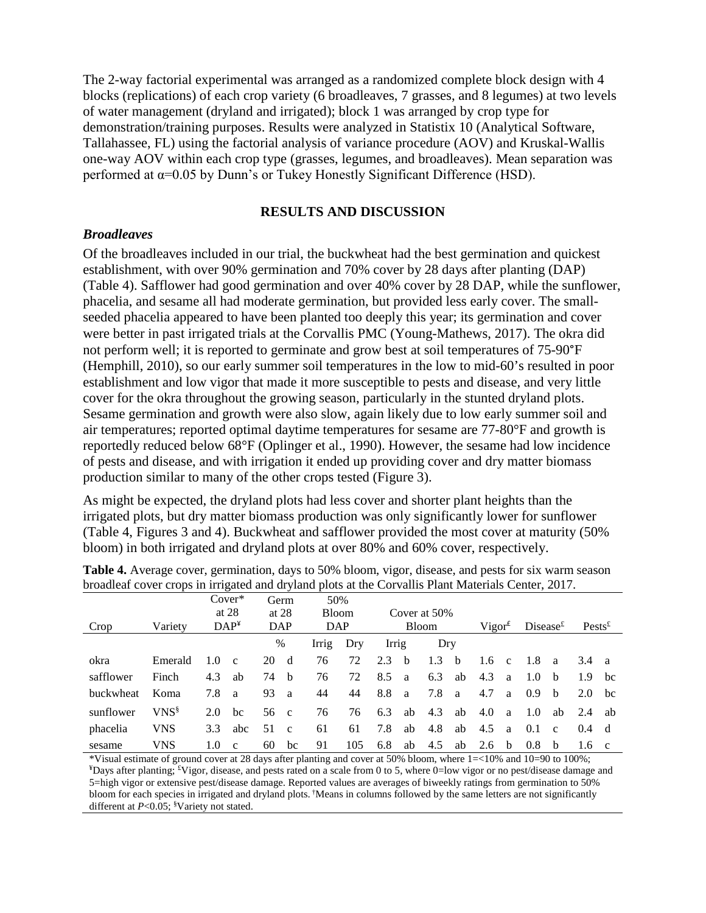The 2-way factorial experimental was arranged as a randomized complete block design with 4 blocks (replications) of each crop variety (6 broadleaves, 7 grasses, and 8 legumes) at two levels of water management (dryland and irrigated); block 1 was arranged by crop type for demonstration/training purposes. Results were analyzed in Statistix 10 (Analytical Software, Tallahassee, FL) using the factorial analysis of variance procedure (AOV) and Kruskal-Wallis one-way AOV within each crop type (grasses, legumes, and broadleaves). Mean separation was performed at α=0.05 by Dunn's or Tukey Honestly Significant Difference (HSD).

## RESULTS AND DISCUSSION

### *Broadleaves*

Of the broadleaves included in our trial, the buckwheat had the best germination and quickest establishment, with over 90% germination and 70% cover by 28 days after planting (DAP) (Table 4). Safflower had good germination and over 40% cover by 28 DAP, while the sunflower, phacelia, and sesame all had moderate germination, but provided less early cover. The small-seeded phacelia appeared to have been planted too deeply this year; its germination and cover were better in past irrigated trials at the Corvallis PMC (Young-Mathews, 2017). The okra did not perform well; it is reported to germinate and grow best at soil temperatures of 75-90°F (Hemphill, 2010), so our early summer soil temperatures in the low to mid-60's resulted in poor establishment and low vigor that made it more susceptible to pests and disease, and very little cover for the okra throughout the growing season, particularly in the stunted dryland plots. Sesame germination and growth were also slow, again likely due to low early summer soil and air temperatures; reported optimal daytime temperatures for sesame are 77-80°F and growth is reportedly reduced below 68°F (Oplinger et al., 1990). However, the sesame had low incidence of pests and disease, and with irrigation it ended up providing cover and dry matter biomass production similar to many of the other crops tested (Figure 3).

As might be expected, the dryland plots had less cover and shorter plant heights than the irrigated plots, but dry matter biomass production was only significantly lower for sunflower (Table 4, Figures 3 and 4). Buckwheat and safflower provided the most cover at maturity (50% bloom) in both irrigated and dryland plots at over 80% and 60% cover, respectively.

**Table 4.** Average cover, germination, days to 50% bloom, vigor, disease, and pests for six warm season broadleaf cover crops in irrigated and dryland plots at the Corvallis Plant Materials Center, 2017.

| Crop | Variety | Cover* at 28 DAP[¥] | | Germ at 28 DAP | | 50% Bloom DAP | | Cover at 50% Bloom | | | | Vigor[£] | | Disease[£] | | Pests[£] | |
|---|---|---|---|---|---|---|---|---|---|---|---|---|---|---|---|---|---|
| | | | | % | | Irrig | Dry | Irrig | | Dry | | | | | | | |
| okra | Emerald | 1.0 | c | 20 | d | 76 | 72 | 2.3 | b | 1.3 | b | 1.6 | c | 1.8 | a | 3.4 | a |
| safflower | Finch | 4.3 | ab | 74 | b | 76 | 72 | 8.5 | a | 6.3 | ab | 4.3 | a | 1.0 | b | 1.9 | bc |
| buckwheat | Koma | 7.8 | a | 93 | a | 44 | 44 | 8.8 | a | 7.8 | a | 4.7 | a | 0.9 | b | 2.0 | bc |
| sunflower | VNS[§] | 2.0 | bc | 56 | c | 76 | 76 | 6.3 | ab | 4.3 | ab | 4.0 | a | 1.0 | ab | 2.4 | ab |
| phacelia | VNS | 3.3 | abc | 51 | c | 61 | 61 | 7.8 | ab | 4.8 | ab | 4.5 | a | 0.1 | c | 0.4 | d |
| sesame | VNS | 1.0 | c | 60 | bc | 91 | 105 | 6.8 | ab | 4.5 | ab | 2.6 | b | 0.8 | b | 1.6 | c |

*Visual estimate of ground cover at 28 days after planting and cover at 50% bloom, where 1=<10% and 10=90 to 100%; [¥]Days after planting; [£]Vigor, disease, and pests rated on a scale from 0 to 5, where 0=low vigor or no pest/disease damage and 5=high vigor or extensive pest/disease damage. Reported values are averages of biweekly ratings from germination to 50% bloom for each species in irrigated and dryland plots. [†]Means in columns followed by the same letters are not significantly different at $P<0.05$; [§]Variety not stated.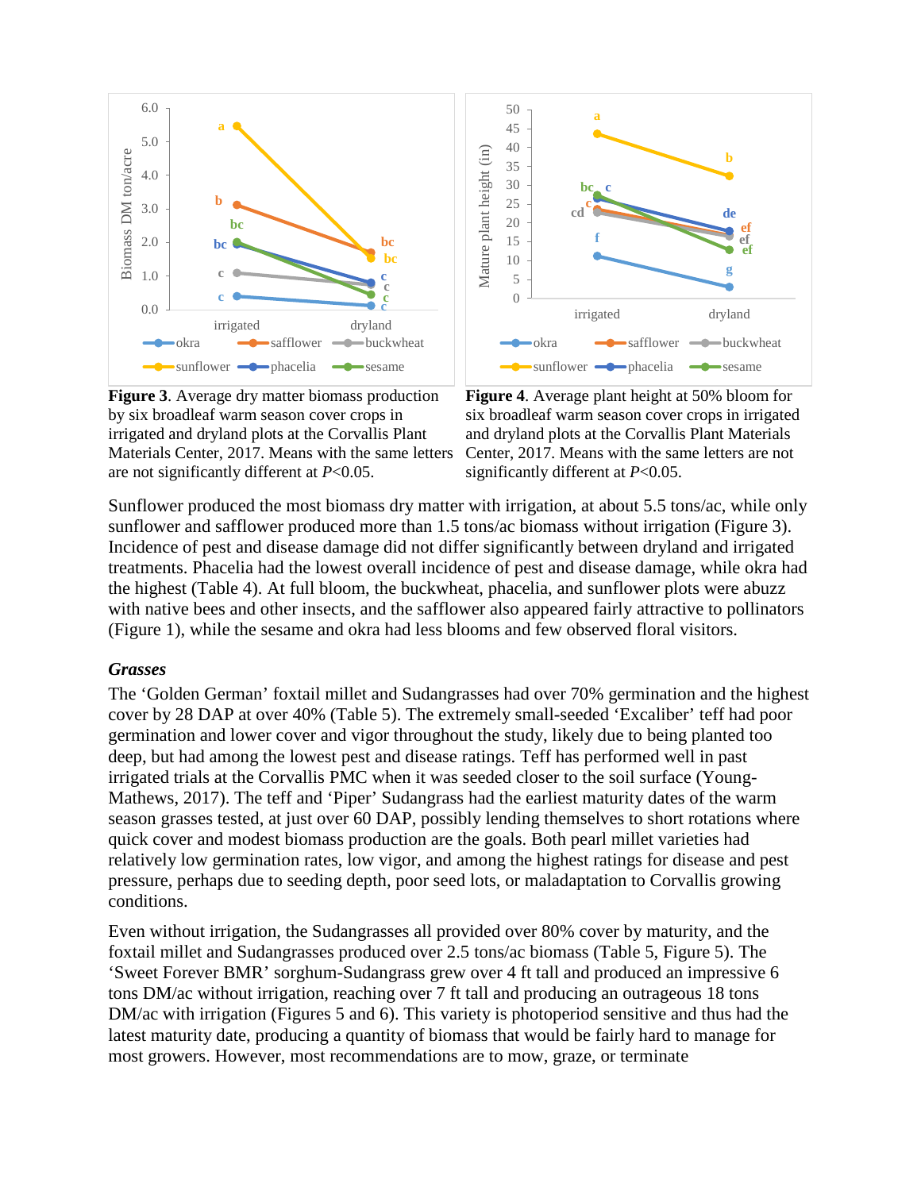**Figure 3**. Average dry matter biomass production by six broadleaf warm season cover crops in irrigated and dryland plots at the Corvallis Plant Materials Center, 2017. Means with the same letters are not significantly different at $P<0.05$.

**Figure 4**. Average plant height at 50% bloom for six broadleaf warm season cover crops in irrigated and dryland plots at the Corvallis Plant Materials Center, 2017. Means with the same letters are not significantly different at $P<0.05$.

Sunflower produced the most biomass dry matter with irrigation, at about 5.5 tons/ac, while only sunflower and safflower produced more than 1.5 tons/ac biomass without irrigation (Figure 3). Incidence of pest and disease damage did not differ significantly between dryland and irrigated treatments. Phacelia had the lowest overall incidence of pest and disease damage, while okra had the highest (Table 4). At full bloom, the buckwheat, phacelia, and sunflower plots were abuzz with native bees and other insects, and the safflower also appeared fairly attractive to pollinators (Figure 1), while the sesame and okra had less blooms and few observed floral visitors.

### *Grasses*

The 'Golden German' foxtail millet and Sudangrasses had over 70% germination and the highest cover by 28 DAP at over 40% (Table 5). The extremely small-seeded 'Excaliber' teff had poor germination and lower cover and vigor throughout the study, likely due to being planted too deep, but had among the lowest pest and disease ratings. Teff has performed well in past irrigated trials at the Corvallis PMC when it was seeded closer to the soil surface (Young-Mathews, 2017). The teff and 'Piper' Sudangrass had the earliest maturity dates of the warm season grasses tested, at just over 60 DAP, possibly lending themselves to short rotations where quick cover and modest biomass production are the goals. Both pearl millet varieties had relatively low germination rates, low vigor, and among the highest ratings for disease and pest pressure, perhaps due to seeding depth, poor seed lots, or maladaptation to Corvallis growing conditions.

Even without irrigation, the Sudangrasses all provided over 80% cover by maturity, and the foxtail millet and Sudangrasses produced over 2.5 tons/ac biomass (Table 5, Figure 5). The 'Sweet Forever BMR' sorghum-Sudangrass grew over 4 ft tall and produced an impressive 6 tons DM/ac without irrigation, reaching over 7 ft tall and producing an outrageous 18 tons DM/ac with irrigation (Figures 5 and 6). This variety is photoperiod sensitive and thus had the latest maturity date, producing a quantity of biomass that would be fairly hard to manage for most growers. However, most recommendations are to mow, graze, or terminate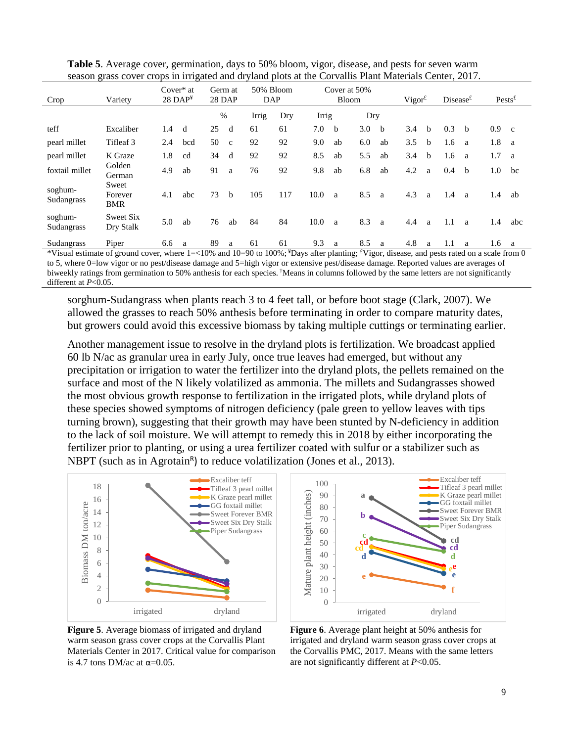**Table 5**. Average cover, germination, days to 50% bloom, vigor, disease, and pests for seven warm season grass cover crops in irrigated and dryland plots at the Corvallis Plant Materials Center, 2017.

| Crop | Variety | Cover* at 28 DAP[¥] | Germ at 28 DAP | 50% Bloom DAP | | Cover at 50% Bloom | | Vigor[£] | Disease[£] | Pests[£] |
|---|---|---|---|---|---|---|---|---|---|---|
| | | | % | Irrig | Dry | Irrig | Dry | | | |
| teff | Excaliber | 1.4 d | 25 d | 61 | 61 | 7.0 b | 3.0 b | 3.4 b | 0.3 b | 0.9 c |
| pearl millet | Tifleaf 3 | 2.4 bcd | 50 c | 92 | 92 | 9.0 ab | 6.0 ab | 3.5 b | 1.6 a | 1.8 a |
| pearl millet | K Graze | 1.8 cd | 34 d | 92 | 92 | 8.5 ab | 5.5 ab | 3.4 b | 1.6 a | 1.7 a |
| foxtail millet | Golden German | 4.9 ab | 91 a | 76 | 92 | 9.8 ab | 6.8 ab | 4.2 a | 0.4 b | 1.0 bc |
| soghum-Sudangrass | Sweet Forever BMR | 4.1 abc | 73 b | 105 | 117 | 10.0 a | 8.5 a | 4.3 a | 1.4 a | 1.4 ab |
| soghum-Sudangrass | Sweet Six Dry Stalk | 5.0 ab | 76 ab | 84 | 84 | 10.0 a | 8.3 a | 4.4 a | 1.1 a | 1.4 abc |
| Sudangrass | Piper | 6.6 a | 89 a | 61 | 61 | 9.3 a | 8.5 a | 4.8 a | 1.1 a | 1.6 a |

*Visual estimate of ground cover, where 1=<10% and 10=90 to 100%; [¥]Days after planting; [£]Vigor, disease, and pests rated on a scale from 0 to 5, where 0=low vigor or no pest/disease damage and 5=high vigor or extensive pest/disease damage. Reported values are averages of biweekly ratings from germination to 50% anthesis for each species. [†]Means in columns followed by the same letters are not significantly different at $P<0.05$.

sorghum-Sudangrass when plants reach 3 to 4 feet tall, or before boot stage (Clark, 2007). We allowed the grasses to reach 50% anthesis before terminating in order to compare maturity dates, but growers could avoid this excessive biomass by taking multiple cuttings or terminating earlier.

Another management issue to resolve in the dryland plots is fertilization. We broadcast applied 60 lb N/ac as granular urea in early July, once true leaves had emerged, but without any precipitation or irrigation to water the fertilizer into the dryland plots, the pellets remained on the surface and most of the N likely volatilized as ammonia. The millets and Sudangrasses showed the most obvious growth response to fertilization in the irrigated plots, while dryland plots of these species showed symptoms of nitrogen deficiency (pale green to yellow leaves with tips turning brown), suggesting that their growth may have been stunted by N-deficiency in addition to the lack of soil moisture. We will attempt to remedy this in 2018 by either incorporating the fertilizer prior to planting, or using a urea fertilizer coated with sulfur or a stabilizer such as NBPT (such as in Agrotain[R]) to reduce volatilization (Jones et al., 2013).

**Figure 5**. Average biomass of irrigated and dryland warm season grass cover crops at the Corvallis Plant Materials Center in 2017. Critical value for comparison is 4.7 tons DM/ac at $\alpha$=0.05.

**Figure 6**. Average plant height at 50% anthesis for irrigated and dryland warm season grass cover crops at the Corvallis PMC, 2017. Means with the same letters are not significantly different at $P<0.05$.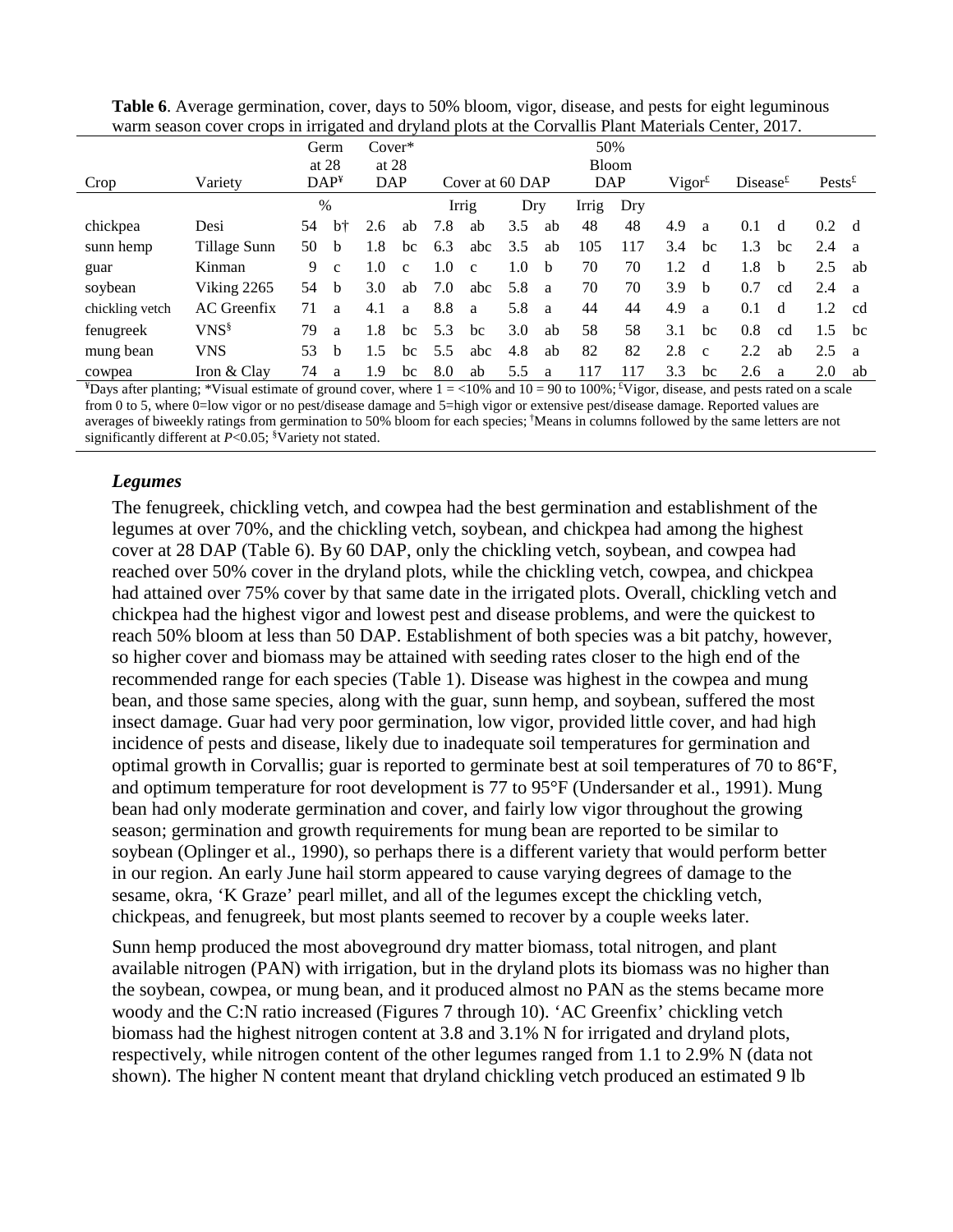**Table 6**. Average germination, cover, days to 50% bloom, vigor, disease, and pests for eight leguminous warm season cover crops in irrigated and dryland plots at the Corvallis Plant Materials Center, 2017.

| Crop | Variety | Germ at 28 DAP[¥] | | Cover* at 28 DAP | | Cover at 60 DAP | | | | 50% Bloom DAP | | Vigor[£] | | Disease[£] | | Pests[£] | |
|---|---|---|---|---|---|---|---|---|---|---|---|---|---|---|---|---|---|
| | | % | | | | Irrig | | Dry | | Irrig | Dry | | | | | | |
| chickpea | Desi | 54 | b† | 2.6 | ab | 7.8 | ab | 3.5 | ab | 48 | 48 | 4.9 | a | 0.1 | d | 0.2 | d |
| sunn hemp | Tillage Sunn | 50 | b | 1.8 | bc | 6.3 | abc | 3.5 | ab | 105 | 117 | 3.4 | bc | 1.3 | bc | 2.4 | a |
| guar | Kinman | 9 | c | 1.0 | c | 1.0 | c | 1.0 | b | 70 | 70 | 1.2 | d | 1.8 | b | 2.5 | ab |
| soybean | Viking 2265 | 54 | b | 3.0 | ab | 7.0 | abc | 5.8 | a | 70 | 70 | 3.9 | b | 0.7 | cd | 2.4 | a |
| chickling vetch | AC Greenfix | 71 | a | 4.1 | a | 8.8 | a | 5.8 | a | 44 | 44 | 4.9 | a | 0.1 | d | 1.2 | cd |
| fenugreek | VNS[§] | 79 | a | 1.8 | bc | 5.3 | bc | 3.0 | ab | 58 | 58 | 3.1 | bc | 0.8 | cd | 1.5 | bc |
| mung bean | VNS | 53 | b | 1.5 | bc | 5.5 | abc | 4.8 | ab | 82 | 82 | 2.8 | c | 2.2 | ab | 2.5 | a |
| cowpea | Iron & Clay | 74 | a | 1.9 | bc | 8.0 | ab | 5.5 | a | 117 | 117 | 3.3 | bc | 2.6 | a | 2.0 | ab |

[¥]Days after planting; *Visual estimate of ground cover, where 1 = <10% and 10 = 90 to 100%; [£]Vigor, disease, and pests rated on a scale from 0 to 5, where 0=low vigor or no pest/disease damage and 5=high vigor or extensive pest/disease damage. Reported values are averages of biweekly ratings from germination to 50% bloom for each species; [†]Means in columns followed by the same letters are not significantly different at $P$<0.05; [§]Variety not stated.

### *Legumes*

The fenugreek, chickling vetch, and cowpea had the best germination and establishment of the legumes at over 70%, and the chickling vetch, soybean, and chickpea had among the highest cover at 28 DAP (Table 6). By 60 DAP, only the chickling vetch, soybean, and cowpea had reached over 50% cover in the dryland plots, while the chickling vetch, cowpea, and chickpea had attained over 75% cover by that same date in the irrigated plots. Overall, chickling vetch and chickpea had the highest vigor and lowest pest and disease problems, and were the quickest to reach 50% bloom at less than 50 DAP. Establishment of both species was a bit patchy, however, so higher cover and biomass may be attained with seeding rates closer to the high end of the recommended range for each species (Table 1). Disease was highest in the cowpea and mung bean, and those same species, along with the guar, sunn hemp, and soybean, suffered the most insect damage. Guar had very poor germination, low vigor, provided little cover, and had high incidence of pests and disease, likely due to inadequate soil temperatures for germination and optimal growth in Corvallis; guar is reported to germinate best at soil temperatures of 70 to 86°F, and optimum temperature for root development is 77 to 95°F (Undersander et al., 1991). Mung bean had only moderate germination and cover, and fairly low vigor throughout the growing season; germination and growth requirements for mung bean are reported to be similar to soybean (Oplinger et al., 1990), so perhaps there is a different variety that would perform better in our region. An early June hail storm appeared to cause varying degrees of damage to the sesame, okra, 'K Graze' pearl millet, and all of the legumes except the chickling vetch, chickpeas, and fenugreek, but most plants seemed to recover by a couple weeks later.

Sunn hemp produced the most aboveground dry matter biomass, total nitrogen, and plant available nitrogen (PAN) with irrigation, but in the dryland plots its biomass was no higher than the soybean, cowpea, or mung bean, and it produced almost no PAN as the stems became more woody and the C:N ratio increased (Figures 7 through 10). 'AC Greenfix' chickling vetch biomass had the highest nitrogen content at 3.8 and 3.1% N for irrigated and dryland plots, respectively, while nitrogen content of the other legumes ranged from 1.1 to 2.9% N (data not shown). The higher N content meant that dryland chickling vetch produced an estimated 9 lb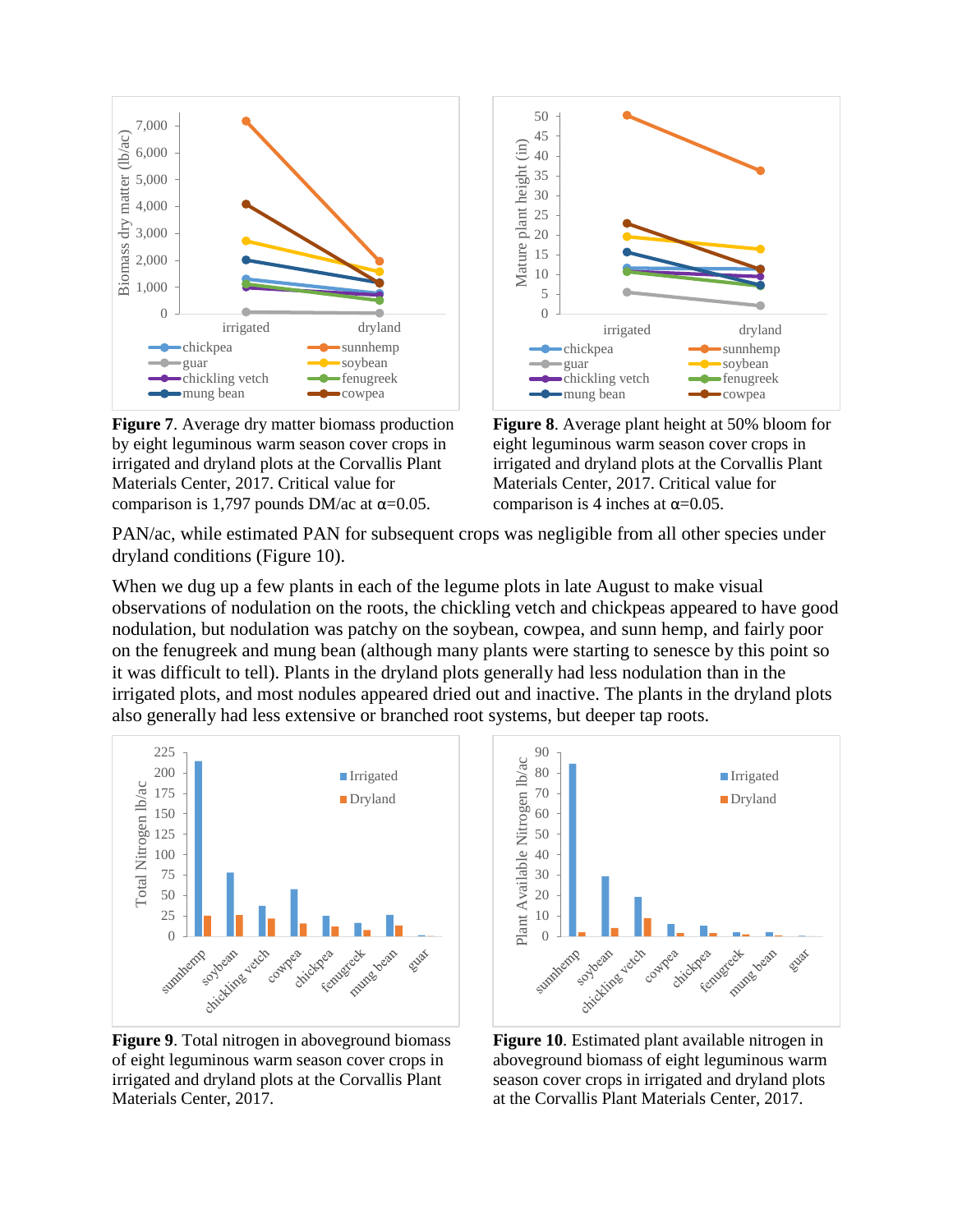**Figure 7**. Average dry matter biomass production by eight leguminous warm season cover crops in irrigated and dryland plots at the Corvallis Plant Materials Center, 2017. Critical value for comparison is 1,797 pounds DM/ac at $\alpha$=0.05.

**Figure 8**. Average plant height at 50% bloom for eight leguminous warm season cover crops in irrigated and dryland plots at the Corvallis Plant Materials Center, 2017. Critical value for comparison is 4 inches at $\alpha$=0.05.

PAN/ac, while estimated PAN for subsequent crops was negligible from all other species under dryland conditions (Figure 10).

When we dug up a few plants in each of the legume plots in late August to make visual observations of nodulation on the roots, the chickling vetch and chickpeas appeared to have good nodulation, but nodulation was patchy on the soybean, cowpea, and sunn hemp, and fairly poor on the fenugreek and mung bean (although many plants were starting to senesce by this point so it was difficult to tell). Plants in the dryland plots generally had less nodulation than in the irrigated plots, and most nodules appeared dried out and inactive. The plants in the dryland plots also generally had less extensive or branched root systems, but deeper tap roots.

**Figure 9**. Total nitrogen in aboveground biomass of eight leguminous warm season cover crops in irrigated and dryland plots at the Corvallis Plant Materials Center, 2017.

**Figure 10**. Estimated plant available nitrogen in aboveground biomass of eight leguminous warm season cover crops in irrigated and dryland plots at the Corvallis Plant Materials Center, 2017.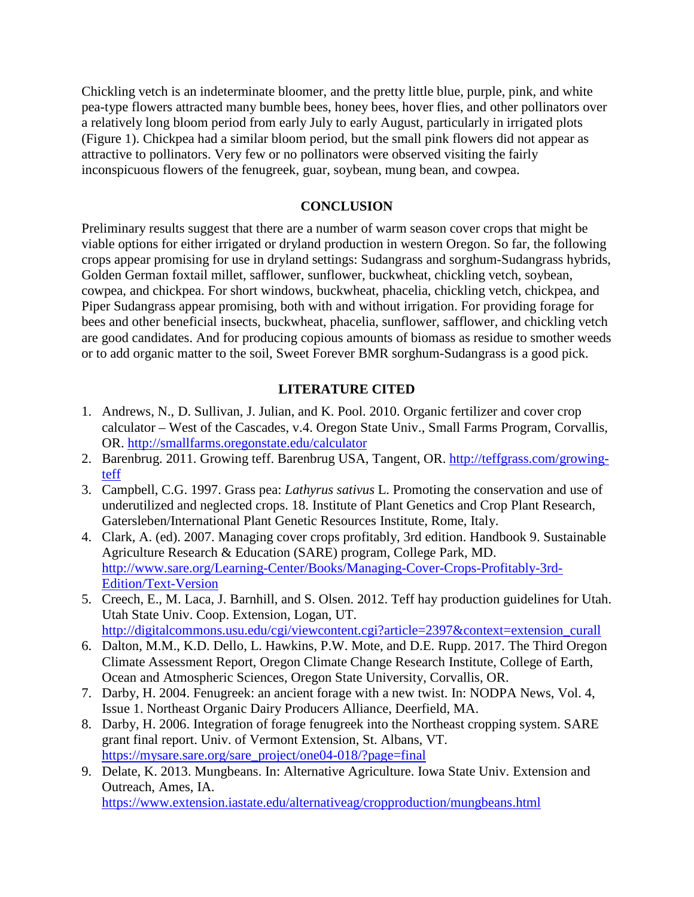Chickling vetch is an indeterminate bloomer, and the pretty little blue, purple, pink, and white pea-type flowers attracted many bumble bees, honey bees, hover flies, and other pollinators over a relatively long bloom period from early July to early August, particularly in irrigated plots (Figure 1). Chickpea had a similar bloom period, but the small pink flowers did not appear as attractive to pollinators. Very few or no pollinators were observed visiting the fairly inconspicuous flowers of the fenugreek, guar, soybean, mung bean, and cowpea.

## CONCLUSION

Preliminary results suggest that there are a number of warm season cover crops that might be viable options for either irrigated or dryland production in western Oregon. So far, the following crops appear promising for use in dryland settings: Sudangrass and sorghum-Sudangrass hybrids, Golden German foxtail millet, safflower, sunflower, buckwheat, chickling vetch, soybean, cowpea, and chickpea. For short windows, buckwheat, phacelia, chickling vetch, chickpea, and Piper Sudangrass appear promising, both with and without irrigation. For providing forage for bees and other beneficial insects, buckwheat, phacelia, sunflower, safflower, and chickling vetch are good candidates. And for producing copious amounts of biomass as residue to smother weeds or to add organic matter to the soil, Sweet Forever BMR sorghum-Sudangrass is a good pick.

## LITERATURE CITED

1. Andrews, N., D. Sullivan, J. Julian, and K. Pool. 2010. Organic fertilizer and cover crop calculator – West of the Cascades, v.4. Oregon State Univ., Small Farms Program, Corvallis, OR. http://smallfarms.oregonstate.edu/calculator
2. Barenbrug. 2011. Growing teff. Barenbrug USA, Tangent, OR. http://teffgrass.com/growing-teff
3. Campbell, C.G. 1997. Grass pea: *Lathyrus sativus* L. Promoting the conservation and use of underutilized and neglected crops. 18. Institute of Plant Genetics and Crop Plant Research, Gatersleben/International Plant Genetic Resources Institute, Rome, Italy.
4. Clark, A. (ed). 2007. Managing cover crops profitably, 3rd edition. Handbook 9. Sustainable Agriculture Research & Education (SARE) program, College Park, MD. http://www.sare.org/Learning-Center/Books/Managing-Cover-Crops-Profitably-3rd-Edition/Text-Version
5. Creech, E., M. Laca, J. Barnhill, and S. Olsen. 2012. Teff hay production guidelines for Utah. Utah State Univ. Coop. Extension, Logan, UT. http://digitalcommons.usu.edu/cgi/viewcontent.cgi?article=2397&context=extension_curall
6. Dalton, M.M., K.D. Dello, L. Hawkins, P.W. Mote, and D.E. Rupp. 2017. The Third Oregon Climate Assessment Report, Oregon Climate Change Research Institute, College of Earth, Ocean and Atmospheric Sciences, Oregon State University, Corvallis, OR.
7. Darby, H. 2004. Fenugreek: an ancient forage with a new twist. In: NODPA News, Vol. 4, Issue 1. Northeast Organic Dairy Producers Alliance, Deerfield, MA.
8. Darby, H. 2006. Integration of forage fenugreek into the Northeast cropping system. SARE grant final report. Univ. of Vermont Extension, St. Albans, VT. https://mysare.sare.org/sare_project/one04-018/?page=final
9. Delate, K. 2013. Mungbeans. In: Alternative Agriculture. Iowa State Univ. Extension and Outreach, Ames, IA. https://www.extension.iastate.edu/alternativeag/cropproduction/mungbeans.html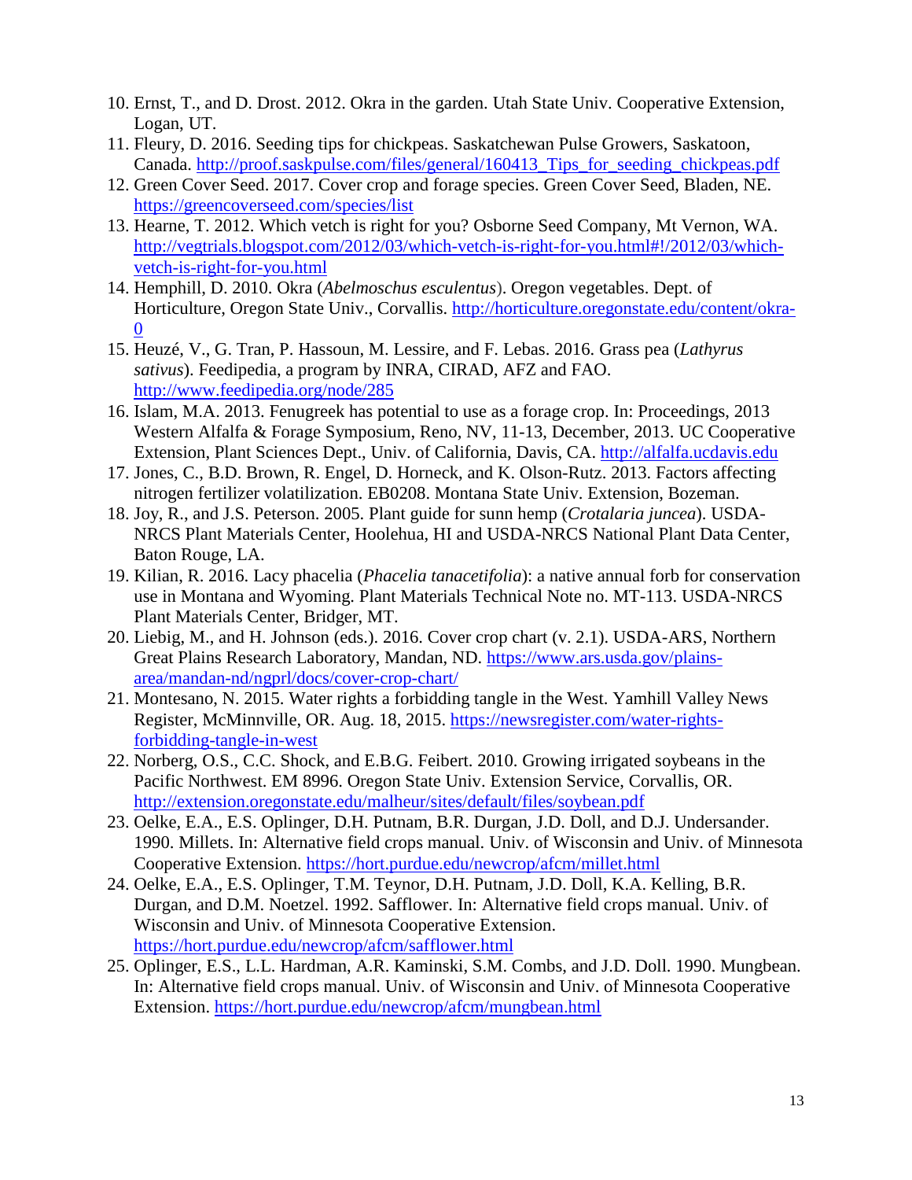10. Ernst, T., and D. Drost. 2012. Okra in the garden. Utah State Univ. Cooperative Extension, Logan, UT.
11. Fleury, D. 2016. Seeding tips for chickpeas. Saskatchewan Pulse Growers, Saskatoon, Canada. http://proof.saskpulse.com/files/general/160413_Tips_for_seeding_chickpeas.pdf
12. Green Cover Seed. 2017. Cover crop and forage species. Green Cover Seed, Bladen, NE. https://greencoverseed.com/species/list
13. Hearne, T. 2012. Which vetch is right for you? Osborne Seed Company, Mt Vernon, WA. http://vegtrials.blogspot.com/2012/03/which-vetch-is-right-for-you.html#!/2012/03/which-vetch-is-right-for-you.html
14. Hemphill, D. 2010. Okra (*Abelmoschus esculentus*). Oregon vegetables. Dept. of Horticulture, Oregon State Univ., Corvallis. http://horticulture.oregonstate.edu/content/okra-0
15. Heuzé, V., G. Tran, P. Hassoun, M. Lessire, and F. Lebas. 2016. Grass pea (*Lathyrus sativus*). Feedipedia, a program by INRA, CIRAD, AFZ and FAO. http://www.feedipedia.org/node/285
16. Islam, M.A. 2013. Fenugreek has potential to use as a forage crop. In: Proceedings, 2013 Western Alfalfa & Forage Symposium, Reno, NV, 11-13, December, 2013. UC Cooperative Extension, Plant Sciences Dept., Univ. of California, Davis, CA. http://alfalfa.ucdavis.edu
17. Jones, C., B.D. Brown, R. Engel, D. Horneck, and K. Olson-Rutz. 2013. Factors affecting nitrogen fertilizer volatilization. EB0208. Montana State Univ. Extension, Bozeman.
18. Joy, R., and J.S. Peterson. 2005. Plant guide for sunn hemp (*Crotalaria juncea*). USDA-NRCS Plant Materials Center, Hoolehua, HI and USDA-NRCS National Plant Data Center, Baton Rouge, LA.
19. Kilian, R. 2016. Lacy phacelia (*Phacelia tanacetifolia*): a native annual forb for conservation use in Montana and Wyoming. Plant Materials Technical Note no. MT-113. USDA-NRCS Plant Materials Center, Bridger, MT.
20. Liebig, M., and H. Johnson (eds.). 2016. Cover crop chart (v. 2.1). USDA-ARS, Northern Great Plains Research Laboratory, Mandan, ND. https://www.ars.usda.gov/plains-area/mandan-nd/ngprl/docs/cover-crop-chart/
21. Montesano, N. 2015. Water rights a forbidding tangle in the West. Yamhill Valley News Register, McMinnville, OR. Aug. 18, 2015. https://newsregister.com/water-rights-forbidding-tangle-in-west
22. Norberg, O.S., C.C. Shock, and E.B.G. Feibert. 2010. Growing irrigated soybeans in the Pacific Northwest. EM 8996. Oregon State Univ. Extension Service, Corvallis, OR. http://extension.oregonstate.edu/malheur/sites/default/files/soybean.pdf
23. Oelke, E.A., E.S. Oplinger, D.H. Putnam, B.R. Durgan, J.D. Doll, and D.J. Undersander. 1990. Millets. In: Alternative field crops manual. Univ. of Wisconsin and Univ. of Minnesota Cooperative Extension. https://hort.purdue.edu/newcrop/afcm/millet.html
24. Oelke, E.A., E.S. Oplinger, T.M. Teynor, D.H. Putnam, J.D. Doll, K.A. Kelling, B.R. Durgan, and D.M. Noetzel. 1992. Safflower. In: Alternative field crops manual. Univ. of Wisconsin and Univ. of Minnesota Cooperative Extension. https://hort.purdue.edu/newcrop/afcm/safflower.html
25. Oplinger, E.S., L.L. Hardman, A.R. Kaminski, S.M. Combs, and J.D. Doll. 1990. Mungbean. In: Alternative field crops manual. Univ. of Wisconsin and Univ. of Minnesota Cooperative Extension. https://hort.purdue.edu/newcrop/afcm/mungbean.html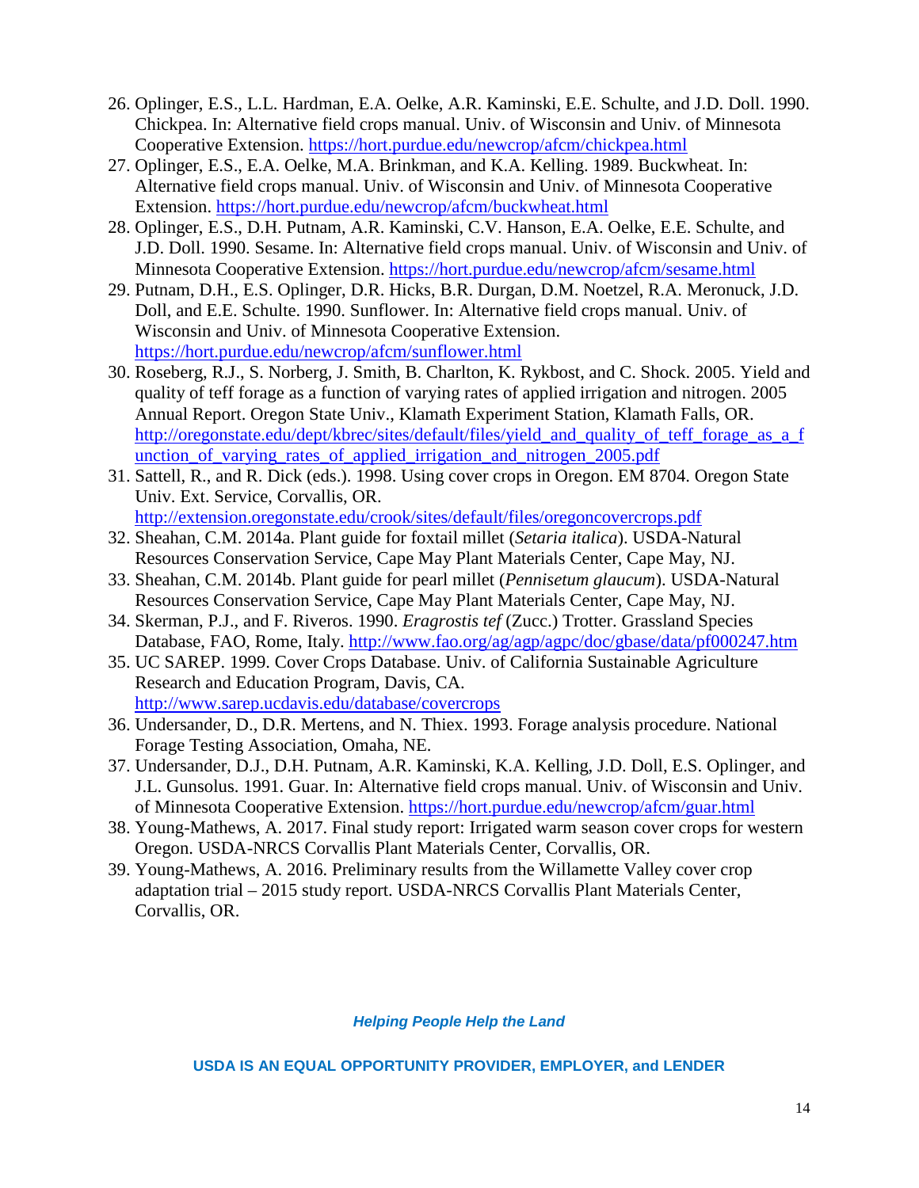26. Oplinger, E.S., L.L. Hardman, E.A. Oelke, A.R. Kaminski, E.E. Schulte, and J.D. Doll. 1990. Chickpea. In: Alternative field crops manual. Univ. of Wisconsin and Univ. of Minnesota Cooperative Extension. https://hort.purdue.edu/newcrop/afcm/chickpea.html
27. Oplinger, E.S., E.A. Oelke, M.A. Brinkman, and K.A. Kelling. 1989. Buckwheat. In: Alternative field crops manual. Univ. of Wisconsin and Univ. of Minnesota Cooperative Extension. https://hort.purdue.edu/newcrop/afcm/buckwheat.html
28. Oplinger, E.S., D.H. Putnam, A.R. Kaminski, C.V. Hanson, E.A. Oelke, E.E. Schulte, and J.D. Doll. 1990. Sesame. In: Alternative field crops manual. Univ. of Wisconsin and Univ. of Minnesota Cooperative Extension. https://hort.purdue.edu/newcrop/afcm/sesame.html
29. Putnam, D.H., E.S. Oplinger, D.R. Hicks, B.R. Durgan, D.M. Noetzel, R.A. Meronuck, J.D. Doll, and E.E. Schulte. 1990. Sunflower. In: Alternative field crops manual. Univ. of Wisconsin and Univ. of Minnesota Cooperative Extension. https://hort.purdue.edu/newcrop/afcm/sunflower.html
30. Roseberg, R.J., S. Norberg, J. Smith, B. Charlton, K. Rykbost, and C. Shock. 2005. Yield and quality of teff forage as a function of varying rates of applied irrigation and nitrogen. 2005 Annual Report. Oregon State Univ., Klamath Experiment Station, Klamath Falls, OR. http://oregonstate.edu/dept/kbrec/sites/default/files/yield_and_quality_of_teff_forage_as_a_function_of_varying_rates_of_applied_irrigation_and_nitrogen_2005.pdf
31. Sattell, R., and R. Dick (eds.). 1998. Using cover crops in Oregon. EM 8704. Oregon State Univ. Ext. Service, Corvallis, OR. http://extension.oregonstate.edu/crook/sites/default/files/oregoncovercrops.pdf
32. Sheahan, C.M. 2014a. Plant guide for foxtail millet (*Setaria italica*). USDA-Natural Resources Conservation Service, Cape May Plant Materials Center, Cape May, NJ.
33. Sheahan, C.M. 2014b. Plant guide for pearl millet (*Pennisetum glaucum*). USDA-Natural Resources Conservation Service, Cape May Plant Materials Center, Cape May, NJ.
34. Skerman, P.J., and F. Riveros. 1990. *Eragrostis tef* (Zucc.) Trotter. Grassland Species Database, FAO, Rome, Italy. http://www.fao.org/ag/agp/agpc/doc/gbase/data/pf000247.htm
35. UC SAREP. 1999. Cover Crops Database. Univ. of California Sustainable Agriculture Research and Education Program, Davis, CA. http://www.sarep.ucdavis.edu/database/covercrops
36. Undersander, D., D.R. Mertens, and N. Thiex. 1993. Forage analysis procedure. National Forage Testing Association, Omaha, NE.
37. Undersander, D.J., D.H. Putnam, A.R. Kaminski, K.A. Kelling, J.D. Doll, E.S. Oplinger, and J.L. Gunsolus. 1991. Guar. In: Alternative field crops manual. Univ. of Wisconsin and Univ. of Minnesota Cooperative Extension. https://hort.purdue.edu/newcrop/afcm/guar.html
38. Young-Mathews, A. 2017. Final study report: Irrigated warm season cover crops for western Oregon. USDA-NRCS Corvallis Plant Materials Center, Corvallis, OR.
39. Young-Mathews, A. 2016. Preliminary results from the Willamette Valley cover crop adaptation trial – 2015 study report. USDA-NRCS Corvallis Plant Materials Center, Corvallis, OR.

***Helping People Help the Land***

**USDA IS AN EQUAL OPPORTUNITY PROVIDER, EMPLOYER, and LENDER**